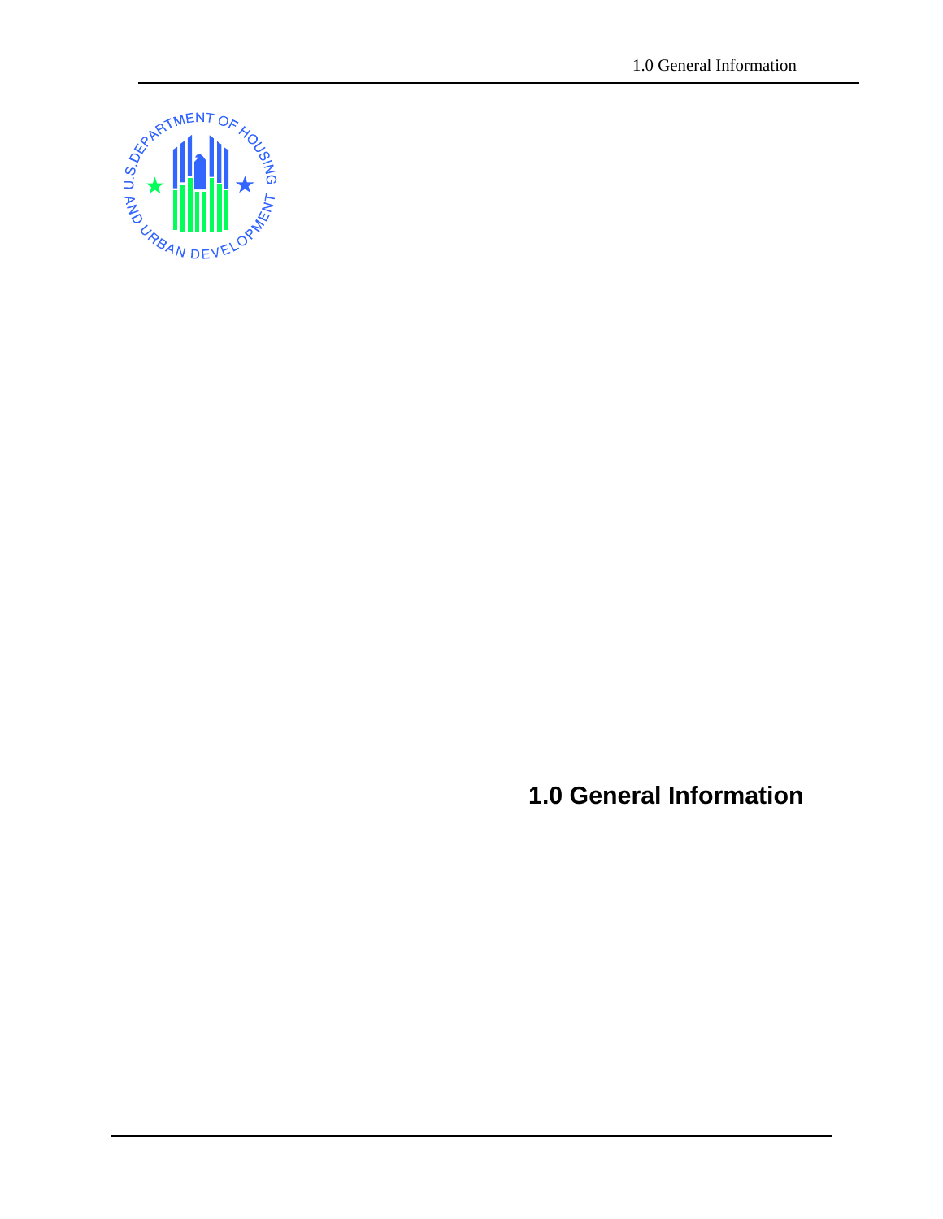# 1.0 General Information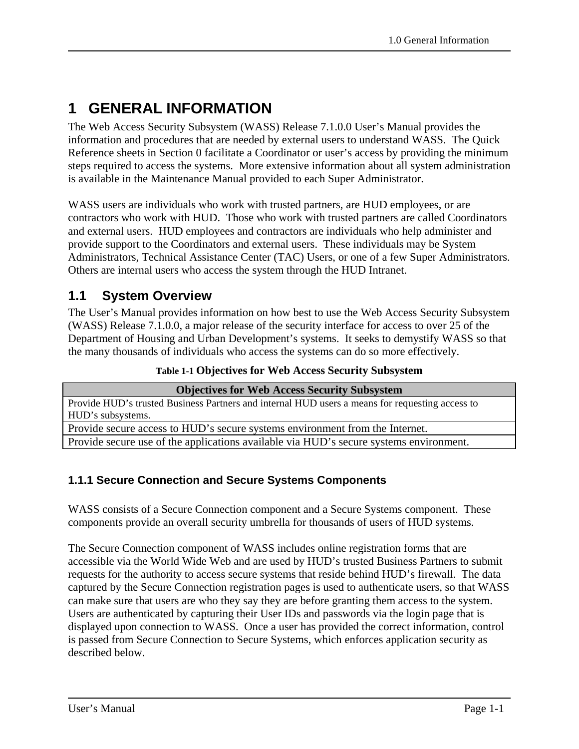# 1 GENERAL INFORMATION

The Web Access Security Subsystem (WASS) Release 7.1.0.0 User's Manual provides the information and procedures that are needed by external users to understand WASS. The Quick Reference sheets in Section 0 facilitate a Coordinator or user's access by providing the minimum steps required to access the systems. More extensive information about all system administration is available in the Maintenance Manual provided to each Super Administrator.

WASS users are individuals who work with trusted partners, are HUD employees, or are contractors who work with HUD. Those who work with trusted partners are called Coordinators and external users. HUD employees and contractors are individuals who help administer and provide support to the Coordinators and external users. These individuals may be System Administrators, Technical Assistance Center (TAC) Users, or one of a few Super Administrators. Others are internal users who access the system through the HUD Intranet.

## 1.1 System Overview

The User's Manual provides information on how best to use the Web Access Security Subsystem (WASS) Release 7.1.0.0, a major release of the security interface for access to over 25 of the Department of Housing and Urban Development's systems. It seeks to demystify WASS so that the many thousands of individuals who access the systems can do so more effectively.

**Table 1-1 Objectives for Web Access Security Subsystem**

| Objectives for Web Access Security Subsystem |
| --- |
| Provide HUD's trusted Business Partners and internal HUD users a means for requesting access to HUD's subsystems. |
| Provide secure access to HUD's secure systems environment from the Internet. |
| Provide secure use of the applications available via HUD's secure systems environment. |

### 1.1.1 Secure Connection and Secure Systems Components

WASS consists of a Secure Connection component and a Secure Systems component. These components provide an overall security umbrella for thousands of users of HUD systems.

The Secure Connection component of WASS includes online registration forms that are accessible via the World Wide Web and are used by HUD's trusted Business Partners to submit requests for the authority to access secure systems that reside behind HUD's firewall. The data captured by the Secure Connection registration pages is used to authenticate users, so that WASS can make sure that users are who they say they are before granting them access to the system. Users are authenticated by capturing their User IDs and passwords via the login page that is displayed upon connection to WASS. Once a user has provided the correct information, control is passed from Secure Connection to Secure Systems, which enforces application security as described below.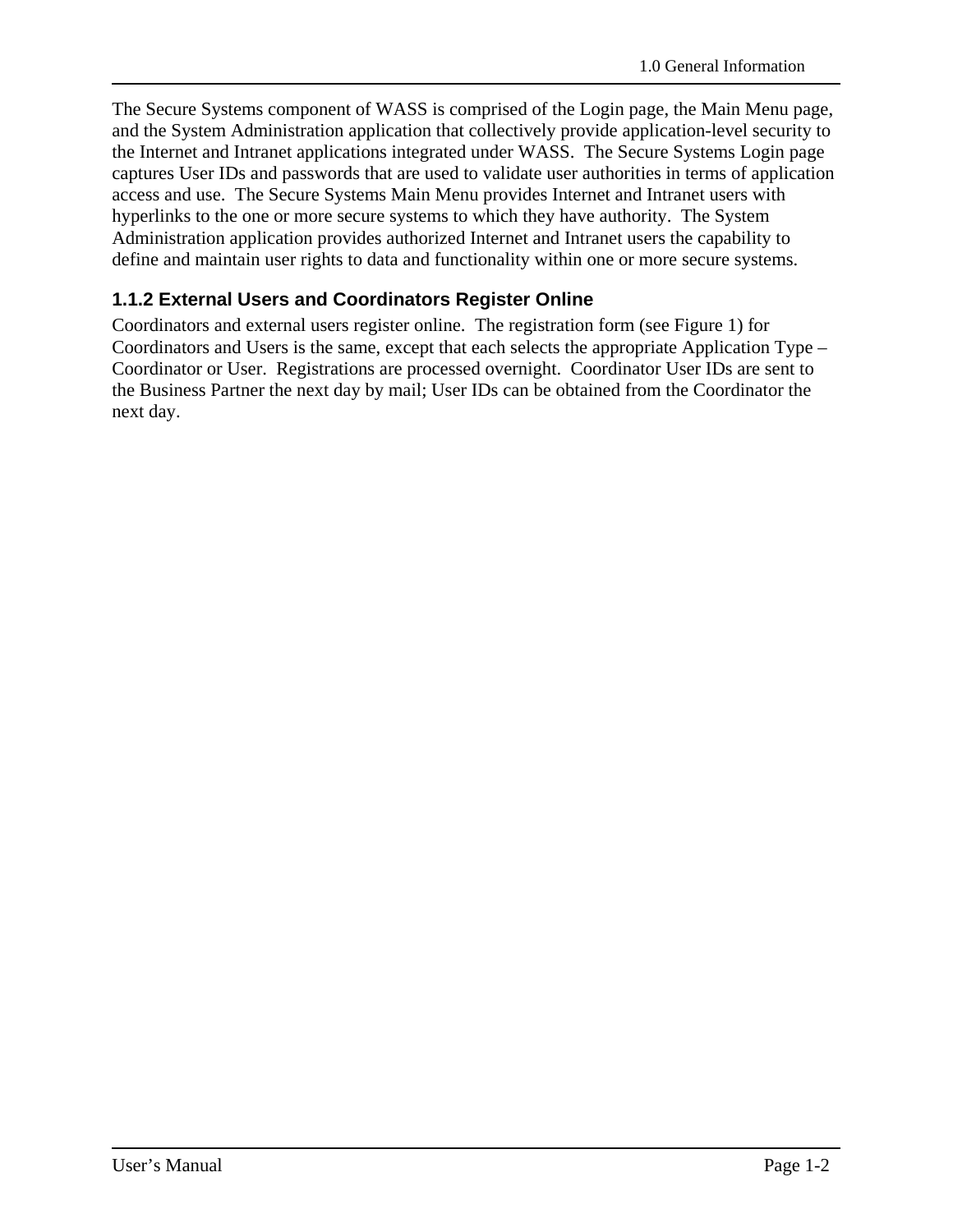The Secure Systems component of WASS is comprised of the Login page, the Main Menu page, and the System Administration application that collectively provide application-level security to the Internet and Intranet applications integrated under WASS. The Secure Systems Login page captures User IDs and passwords that are used to validate user authorities in terms of application access and use. The Secure Systems Main Menu provides Internet and Intranet users with hyperlinks to the one or more secure systems to which they have authority. The System Administration application provides authorized Internet and Intranet users the capability to define and maintain user rights to data and functionality within one or more secure systems.

### 1.1.2 External Users and Coordinators Register Online

Coordinators and external users register online. The registration form (see Figure 1) for Coordinators and Users is the same, except that each selects the appropriate Application Type – Coordinator or User. Registrations are processed overnight. Coordinator User IDs are sent to the Business Partner the next day by mail; User IDs can be obtained from the Coordinator the next day.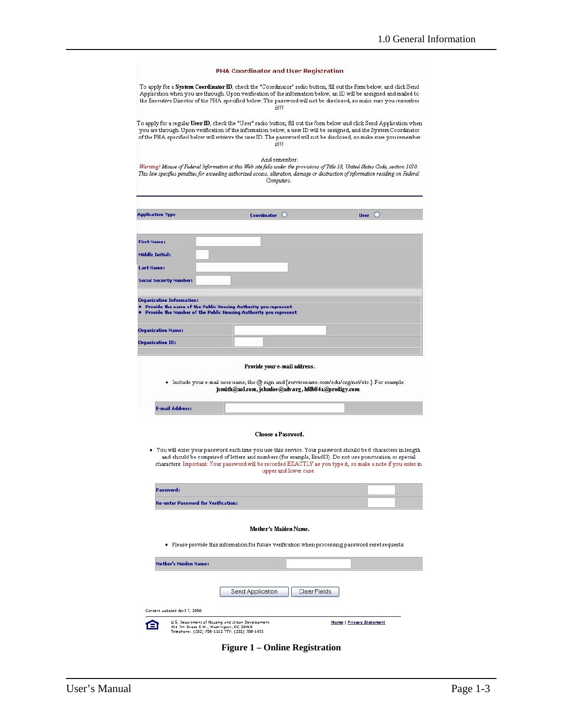**PHA Coordinator and User Registration**

To apply for a **System Coordinator ID**, check the "Coordinator" radio button, fill out the form below, and click Send Application when you are through. Upon verification of the information below, an ID will be assigned and mailed to the Executive Director of the PHA specified below. The password will not be disclosed, so make sure you remember it!!!

To apply for a regular **User ID**, check the "User" radio button, fill out the form below and click Send Application when you are through. Upon verification of the information below, a user ID will be assigned, and the System Coordinator of the PHA specified below will retrieve the user ID. The password will not be disclosed, so make sure you remember it!!!

And remember:
*Warning! Misuse of Federal Information at this Web site falls under the provisions of Title 18, United States Code, section 1030. This law specifies penalties for exceeding authorized access, alteration, damage or destruction of information residing on Federal Computers.*

| Application Type | Coordinator ○ | User ○ |
|---|---|---|

| | |
|---|---|
| First Name: | |
| Middle Initial: | |
| Last Name: | |
| Social Security Number: | |

**Organization Information:**

- Provide the name of the Public Housing Authority you represent
- Provide the Number of the Public Housing Authority you represent

| | |
|---|---|
| Organization Name: | |
| Organization ID: | |

**Provide your e-mail address.**

- Include your e-mail user name, the @ sign and [servicename.com/edu/org/net/etc.]. For example: **jsmith@aol.com, johndoe@adv.org, hfdb84a@prodigy.com.**

| | |
|---|---|
| E-mail Address: | |

**Choose a Password.**

- You will enter your password each time you use this service. Your password should be 6 characters in length and should be comprised of letters and numbers (for example, Brad83). Do not use punctuation or special characters. Important: Your password will be recorded EXACTLY as you type it, so make a note if you enter in upper and lower case.

| | |
|---|---|
| Password: | |
| Re-enter Password for Verification: | |

**Mother's Maiden Name.**

- Please provide this information for future verification when processing password reset requests.

| | |
|---|---|
| Mother's Maiden Name: | |

Send Application | Clear Fields

Content updated April 7, 2006

U.S. Department of Housing and Urban Development
451 7th Street S.W., Washington, DC 20410
Telephone: (202) 708-1112 TTY: (202) 708-1455

Home | Privacy Statement

**Figure 1 – Online Registration**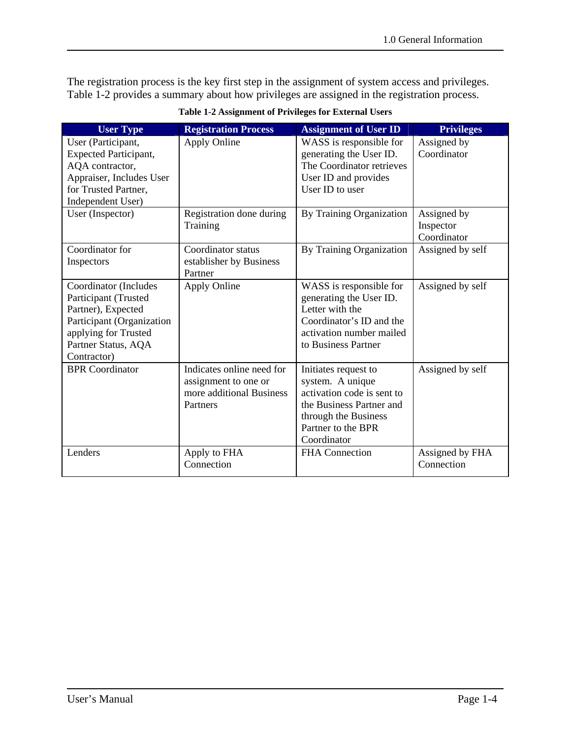The registration process is the key first step in the assignment of system access and privileges. Table 1-2 provides a summary about how privileges are assigned in the registration process.

**Table 1-2 Assignment of Privileges for External Users**

| User Type | Registration Process | Assignment of User ID | Privileges |
|---|---|---|---|
| User (Participant, Expected Participant, AQA contractor, Appraiser, Includes User for Trusted Partner, Independent User) | Apply Online | WASS is responsible for generating the User ID. The Coordinator retrieves User ID and provides User ID to user | Assigned by Coordinator |
| User (Inspector) | Registration done during Training | By Training Organization | Assigned by Inspector Coordinator |
| Coordinator for Inspectors | Coordinator status establisher by Business Partner | By Training Organization | Assigned by self |
| Coordinator (Includes Participant (Trusted Partner), Expected Participant (Organization applying for Trusted Partner Status, AQA Contractor) | Apply Online | WASS is responsible for generating the User ID. Letter with the Coordinator's ID and the activation number mailed to Business Partner | Assigned by self |
| BPR Coordinator | Indicates online need for assignment to one or more additional Business Partners | Initiates request to system. A unique activation code is sent to the Business Partner and through the Business Partner to the BPR Coordinator | Assigned by self |
| Lenders | Apply to FHA Connection | FHA Connection | Assigned by FHA Connection |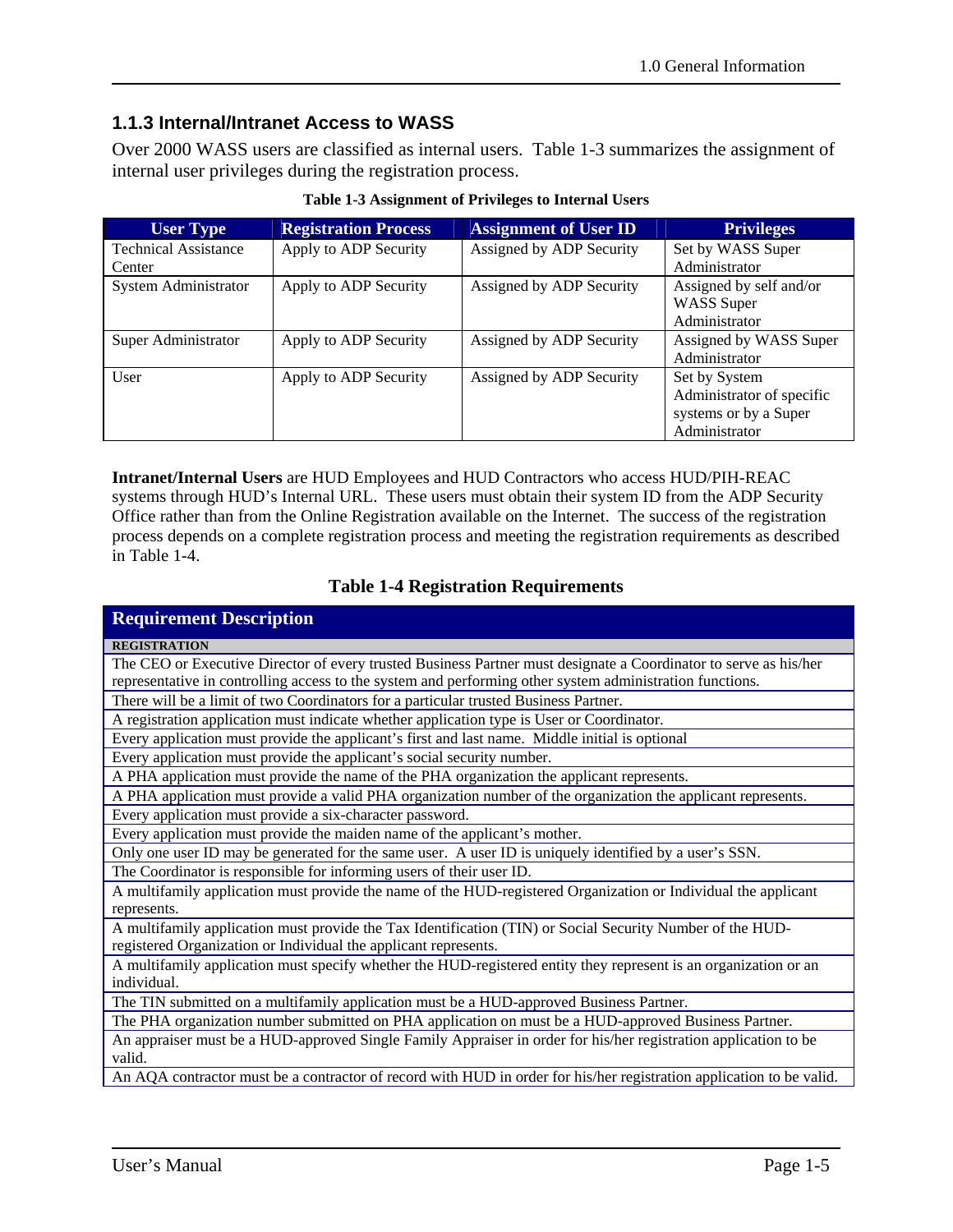### 1.1.3 Internal/Intranet Access to WASS

Over 2000 WASS users are classified as internal users. Table 1-3 summarizes the assignment of internal user privileges during the registration process.

**Table 1-3 Assignment of Privileges to Internal Users**

| User Type | Registration Process | Assignment of User ID | Privileges |
|---|---|---|---|
| Technical Assistance Center | Apply to ADP Security | Assigned by ADP Security | Set by WASS Super Administrator |
| System Administrator | Apply to ADP Security | Assigned by ADP Security | Assigned by self and/or WASS Super Administrator |
| Super Administrator | Apply to ADP Security | Assigned by ADP Security | Assigned by WASS Super Administrator |
| User | Apply to ADP Security | Assigned by ADP Security | Set by System Administrator of specific systems or by a Super Administrator |

**Intranet/Internal Users** are HUD Employees and HUD Contractors who access HUD/PIH-REAC systems through HUD's Internal URL. These users must obtain their system ID from the ADP Security Office rather than from the Online Registration available on the Internet. The success of the registration process depends on a complete registration process and meeting the registration requirements as described in Table 1-4.

**Table 1-4 Registration Requirements**

| Requirement Description |
|---|
| **REGISTRATION** |
| The CEO or Executive Director of every trusted Business Partner must designate a Coordinator to serve as his/her representative in controlling access to the system and performing other system administration functions. |
| There will be a limit of two Coordinators for a particular trusted Business Partner. |
| A registration application must indicate whether application type is User or Coordinator. |
| Every application must provide the applicant's first and last name. Middle initial is optional |
| Every application must provide the applicant's social security number. |
| A PHA application must provide the name of the PHA organization the applicant represents. |
| A PHA application must provide a valid PHA organization number of the organization the applicant represents. |
| Every application must provide a six-character password. |
| Every application must provide the maiden name of the applicant's mother. |
| Only one user ID may be generated for the same user. A user ID is uniquely identified by a user's SSN. |
| The Coordinator is responsible for informing users of their user ID. |
| A multifamily application must provide the name of the HUD-registered Organization or Individual the applicant represents. |
| A multifamily application must provide the Tax Identification (TIN) or Social Security Number of the HUD-registered Organization or Individual the applicant represents. |
| A multifamily application must specify whether the HUD-registered entity they represent is an organization or an individual. |
| The TIN submitted on a multifamily application must be a HUD-approved Business Partner. |
| The PHA organization number submitted on PHA application on must be a HUD-approved Business Partner. |
| An appraiser must be a HUD-approved Single Family Appraiser in order for his/her registration application to be valid. |
| An AQA contractor must be a contractor of record with HUD in order for his/her registration application to be valid. |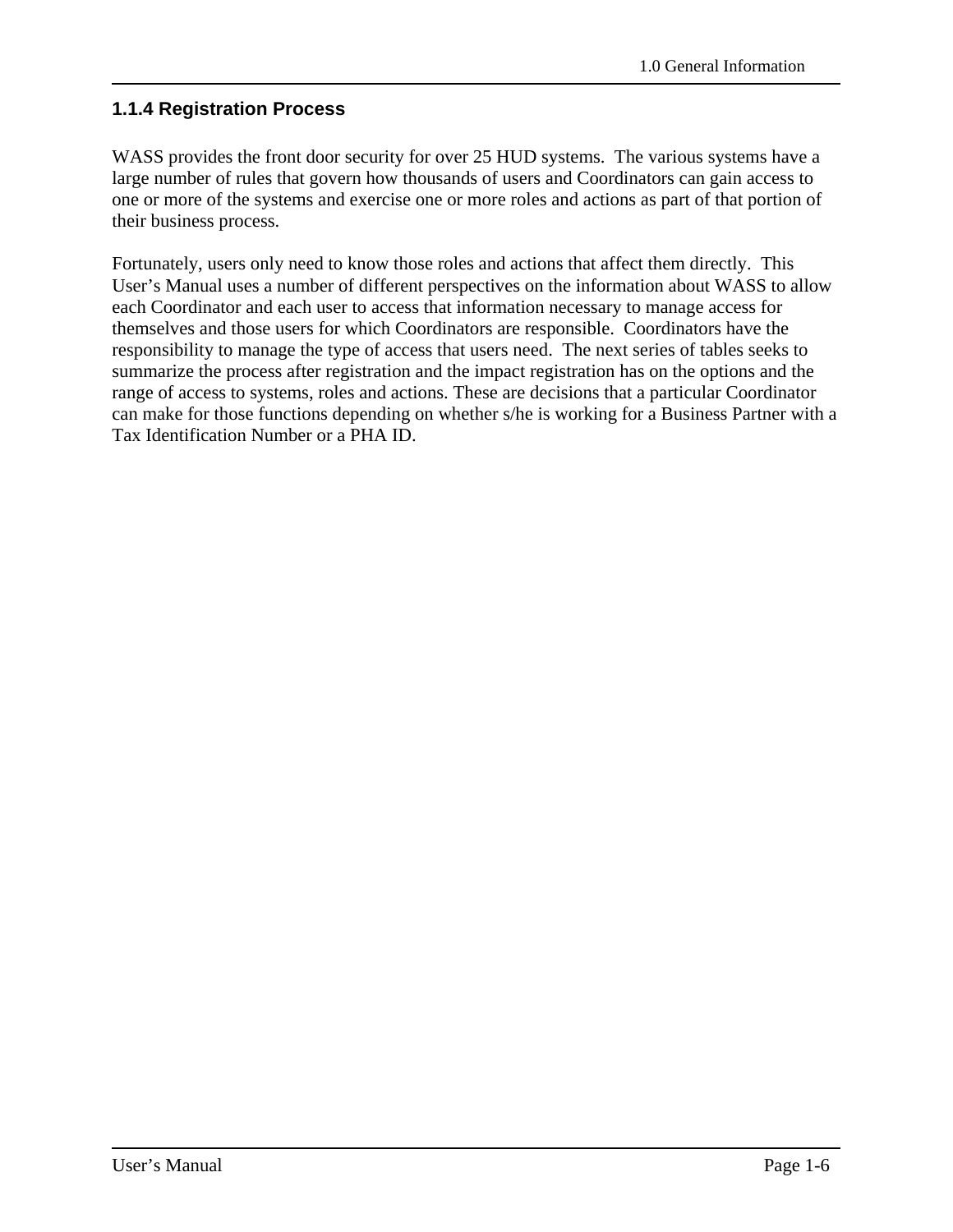### 1.1.4 Registration Process

WASS provides the front door security for over 25 HUD systems. The various systems have a large number of rules that govern how thousands of users and Coordinators can gain access to one or more of the systems and exercise one or more roles and actions as part of that portion of their business process.

Fortunately, users only need to know those roles and actions that affect them directly. This User's Manual uses a number of different perspectives on the information about WASS to allow each Coordinator and each user to access that information necessary to manage access for themselves and those users for which Coordinators are responsible. Coordinators have the responsibility to manage the type of access that users need. The next series of tables seeks to summarize the process after registration and the impact registration has on the options and the range of access to systems, roles and actions. These are decisions that a particular Coordinator can make for those functions depending on whether s/he is working for a Business Partner with a Tax Identification Number or a PHA ID.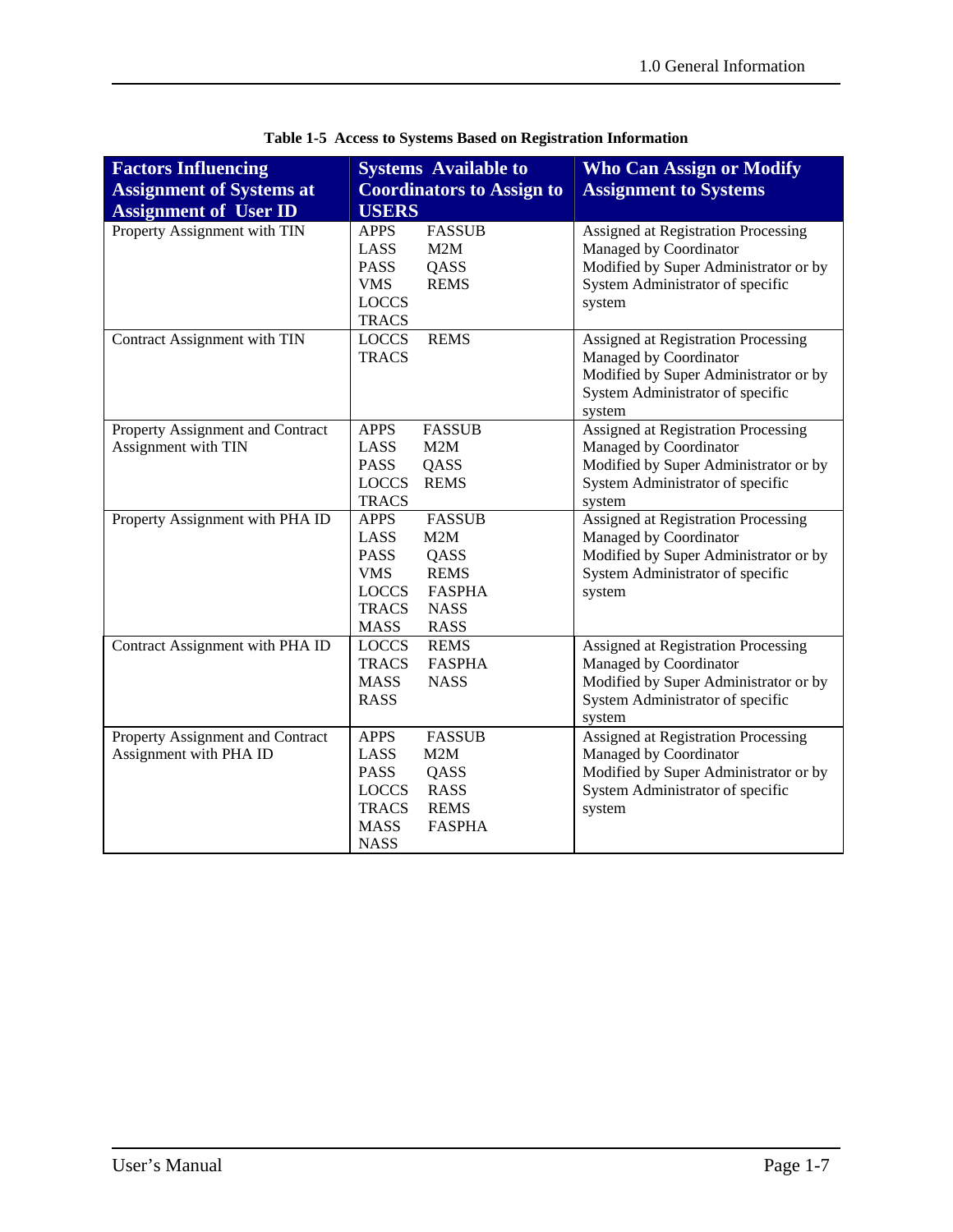**Table 1-5 Access to Systems Based on Registration Information**

| Factors Influencing Assignment of Systems at Assignment of User ID | Systems Available to Coordinators to Assign to USERS | Who Can Assign or Modify Assignment to Systems |
|---|---|---|
| Property Assignment with TIN | APPS FASSUB<br>LASS M2M<br>PASS QASS<br>VMS REMS<br>LOCCS<br>TRACS | Assigned at Registration Processing<br>Managed by Coordinator<br>Modified by Super Administrator or by System Administrator of specific system |
| Contract Assignment with TIN | LOCCS REMS<br>TRACS | Assigned at Registration Processing<br>Managed by Coordinator<br>Modified by Super Administrator or by System Administrator of specific system |
| Property Assignment and Contract Assignment with TIN | APPS FASSUB<br>LASS M2M<br>PASS QASS<br>LOCCS REMS<br>TRACS | Assigned at Registration Processing<br>Managed by Coordinator<br>Modified by Super Administrator or by System Administrator of specific system |
| Property Assignment with PHA ID | APPS FASSUB<br>LASS M2M<br>PASS QASS<br>VMS REMS<br>LOCCS FASPHA<br>TRACS NASS<br>MASS RASS | Assigned at Registration Processing<br>Managed by Coordinator<br>Modified by Super Administrator or by System Administrator of specific system |
| Contract Assignment with PHA ID | LOCCS REMS<br>TRACS FASPHA<br>MASS NASS<br>RASS | Assigned at Registration Processing<br>Managed by Coordinator<br>Modified by Super Administrator or by System Administrator of specific system |
| Property Assignment and Contract Assignment with PHA ID | APPS FASSUB<br>LASS M2M<br>PASS QASS<br>LOCCS RASS<br>TRACS REMS<br>MASS FASPHA<br>NASS | Assigned at Registration Processing<br>Managed by Coordinator<br>Modified by Super Administrator or by System Administrator of specific system |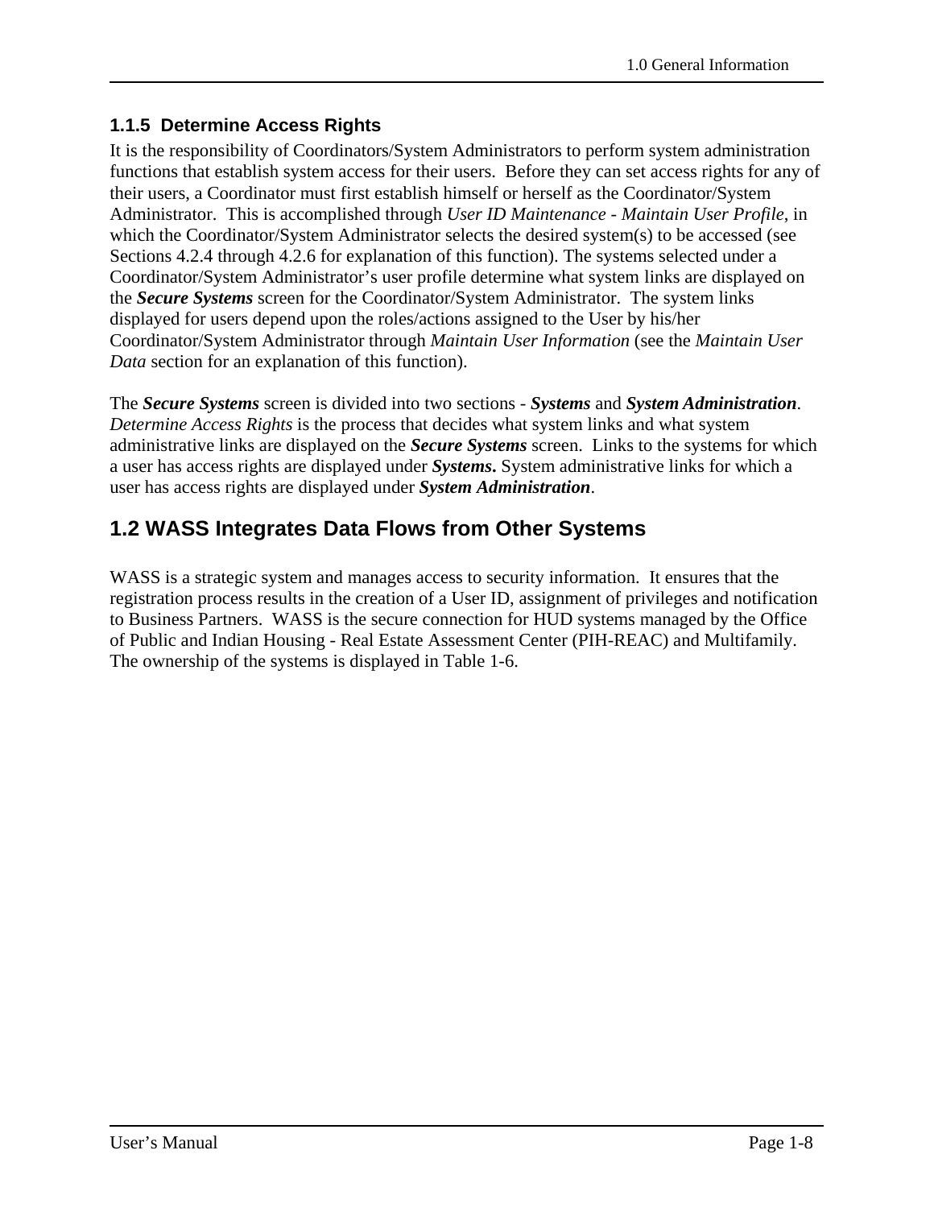### 1.1.5 Determine Access Rights

It is the responsibility of Coordinators/System Administrators to perform system administration functions that establish system access for their users. Before they can set access rights for any of their users, a Coordinator must first establish himself or herself as the Coordinator/System Administrator. This is accomplished through *User ID Maintenance - Maintain User Profile*, in which the Coordinator/System Administrator selects the desired system(s) to be accessed (see Sections 4.2.4 through 4.2.6 for explanation of this function). The systems selected under a Coordinator/System Administrator's user profile determine what system links are displayed on the ***Secure Systems*** screen for the Coordinator/System Administrator. The system links displayed for users depend upon the roles/actions assigned to the User by his/her Coordinator/System Administrator through *Maintain User Information* (see the *Maintain User Data* section for an explanation of this function).

The ***Secure Systems*** screen is divided into two sections - ***Systems*** and ***System Administration***. *Determine Access Rights* is the process that decides what system links and what system administrative links are displayed on the ***Secure Systems*** screen. Links to the systems for which a user has access rights are displayed under ***Systems.*** System administrative links for which a user has access rights are displayed under ***System Administration***.

## 1.2 WASS Integrates Data Flows from Other Systems

WASS is a strategic system and manages access to security information. It ensures that the registration process results in the creation of a User ID, assignment of privileges and notification to Business Partners. WASS is the secure connection for HUD systems managed by the Office of Public and Indian Housing - Real Estate Assessment Center (PIH-REAC) and Multifamily. The ownership of the systems is displayed in Table 1-6.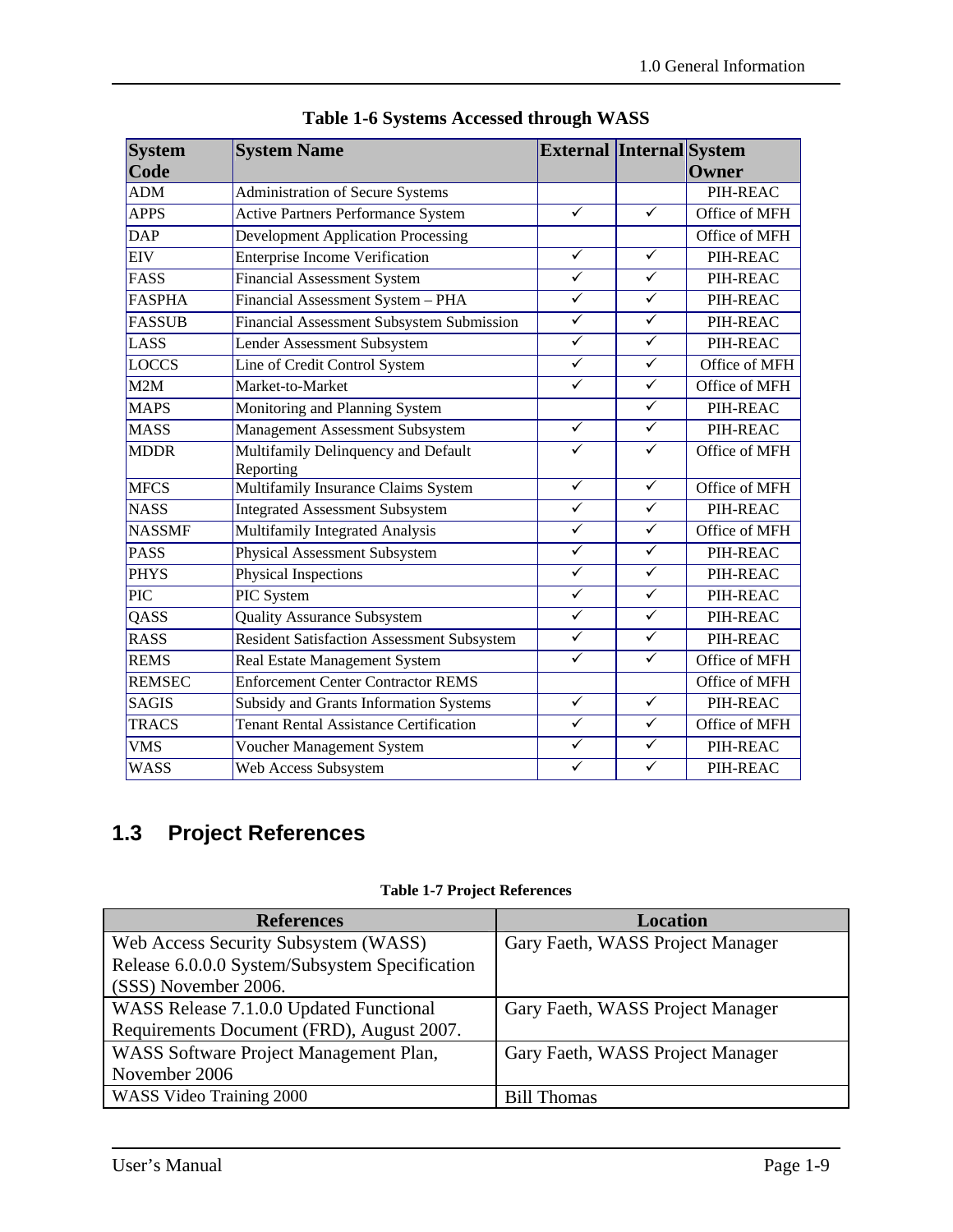**Table 1-6 Systems Accessed through WASS**

| System Code | System Name | External | Internal | System Owner |
|---|---|---|---|---|
| ADM | Administration of Secure Systems | | | PIH-REAC |
| APPS | Active Partners Performance System | ✓ | ✓ | Office of MFH |
| DAP | Development Application Processing | | | Office of MFH |
| EIV | Enterprise Income Verification | ✓ | ✓ | PIH-REAC |
| FASS | Financial Assessment System | ✓ | ✓ | PIH-REAC |
| FASPHA | Financial Assessment System – PHA | ✓ | ✓ | PIH-REAC |
| FASSUB | Financial Assessment Subsystem Submission | ✓ | ✓ | PIH-REAC |
| LASS | Lender Assessment Subsystem | ✓ | ✓ | PIH-REAC |
| LOCCS | Line of Credit Control System | ✓ | ✓ | Office of MFH |
| M2M | Market-to-Market | ✓ | ✓ | Office of MFH |
| MAPS | Monitoring and Planning System | | ✓ | PIH-REAC |
| MASS | Management Assessment Subsystem | ✓ | ✓ | PIH-REAC |
| MDDR | Multifamily Delinquency and Default Reporting | ✓ | ✓ | Office of MFH |
| MFCS | Multifamily Insurance Claims System | ✓ | ✓ | Office of MFH |
| NASS | Integrated Assessment Subsystem | ✓ | ✓ | PIH-REAC |
| NASSMF | Multifamily Integrated Analysis | ✓ | ✓ | Office of MFH |
| PASS | Physical Assessment Subsystem | ✓ | ✓ | PIH-REAC |
| PHYS | Physical Inspections | ✓ | ✓ | PIH-REAC |
| PIC | PIC System | ✓ | ✓ | PIH-REAC |
| QASS | Quality Assurance Subsystem | ✓ | ✓ | PIH-REAC |
| RASS | Resident Satisfaction Assessment Subsystem | ✓ | ✓ | PIH-REAC |
| REMS | Real Estate Management System | ✓ | ✓ | Office of MFH |
| REMSEC | Enforcement Center Contractor REMS | | | Office of MFH |
| SAGIS | Subsidy and Grants Information Systems | ✓ | ✓ | PIH-REAC |
| TRACS | Tenant Rental Assistance Certification | ✓ | ✓ | Office of MFH |
| VMS | Voucher Management System | ✓ | ✓ | PIH-REAC |
| WASS | Web Access Subsystem | ✓ | ✓ | PIH-REAC |

## 1.3 Project References

**Table 1-7 Project References**

| References | Location |
|---|---|
| Web Access Security Subsystem (WASS) Release 6.0.0.0 System/Subsystem Specification (SSS) November 2006. | Gary Faeth, WASS Project Manager |
| WASS Release 7.1.0.0 Updated Functional Requirements Document (FRD), August 2007. | Gary Faeth, WASS Project Manager |
| WASS Software Project Management Plan, November 2006 | Gary Faeth, WASS Project Manager |
| WASS Video Training 2000 | Bill Thomas |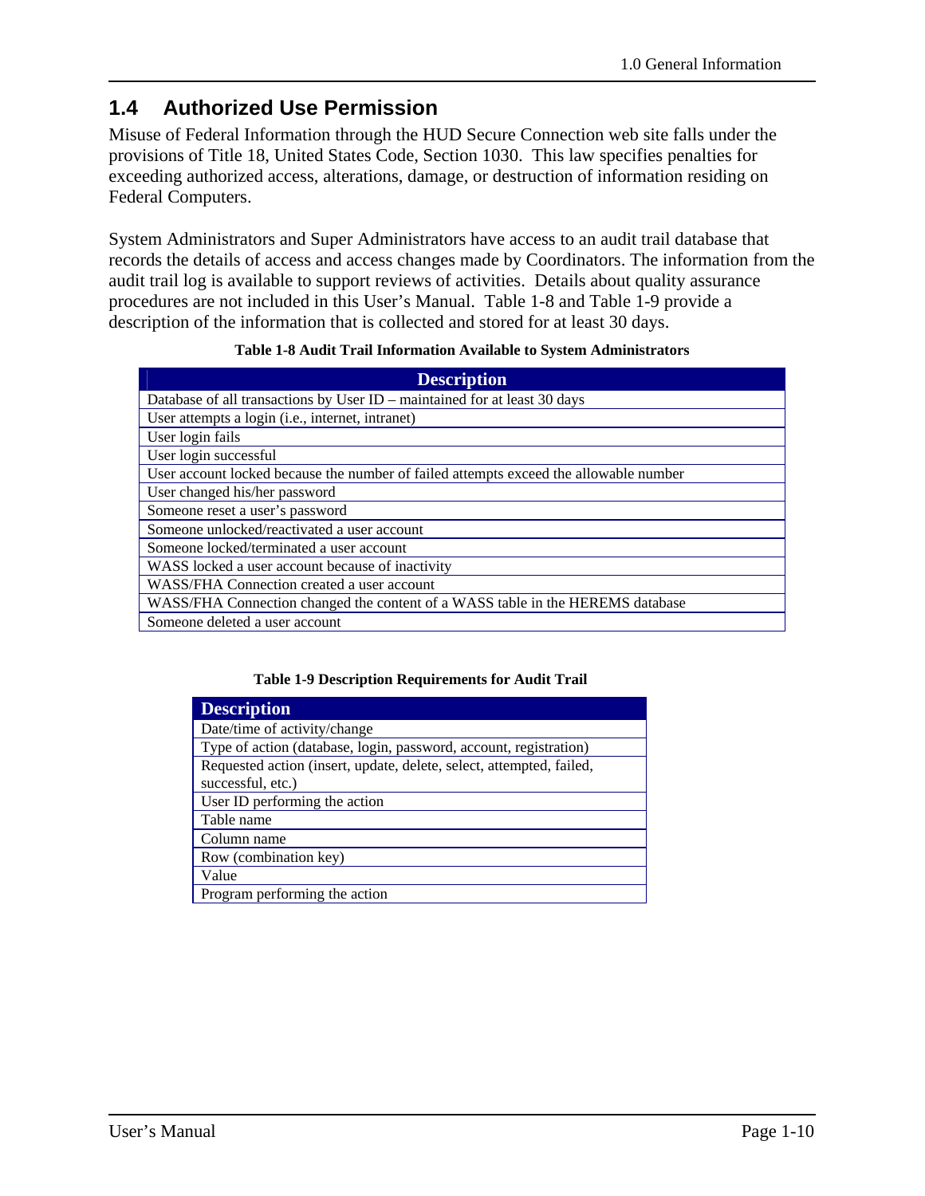## 1.4 Authorized Use Permission

Misuse of Federal Information through the HUD Secure Connection web site falls under the provisions of Title 18, United States Code, Section 1030. This law specifies penalties for exceeding authorized access, alterations, damage, or destruction of information residing on Federal Computers.

System Administrators and Super Administrators have access to an audit trail database that records the details of access and access changes made by Coordinators. The information from the audit trail log is available to support reviews of activities. Details about quality assurance procedures are not included in this User's Manual. Table 1-8 and Table 1-9 provide a description of the information that is collected and stored for at least 30 days.

**Table 1-8 Audit Trail Information Available to System Administrators**

| Description |
|---|
| Database of all transactions by User ID – maintained for at least 30 days |
| User attempts a login (i.e., internet, intranet) |
| User login fails |
| User login successful |
| User account locked because the number of failed attempts exceed the allowable number |
| User changed his/her password |
| Someone reset a user's password |
| Someone unlocked/reactivated a user account |
| Someone locked/terminated a user account |
| WASS locked a user account because of inactivity |
| WASS/FHA Connection created a user account |
| WASS/FHA Connection changed the content of a WASS table in the HEREMS database |
| Someone deleted a user account |

**Table 1-9 Description Requirements for Audit Trail**

| Description |
|---|
| Date/time of activity/change |
| Type of action (database, login, password, account, registration) |
| Requested action (insert, update, delete, select, attempted, failed, successful, etc.) |
| User ID performing the action |
| Table name |
| Column name |
| Row (combination key) |
| Value |
| Program performing the action |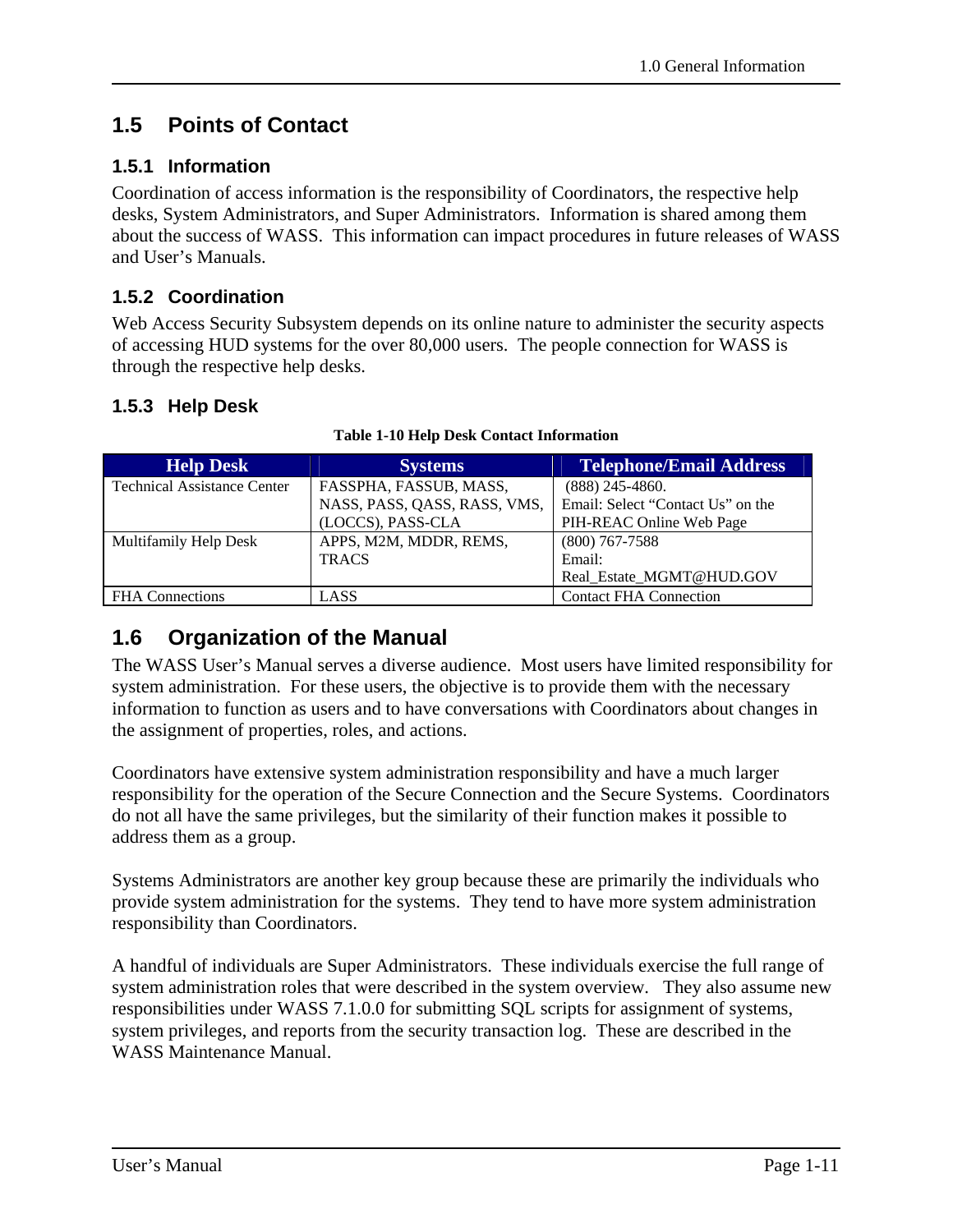## 1.5 Points of Contact

### 1.5.1 Information

Coordination of access information is the responsibility of Coordinators, the respective help desks, System Administrators, and Super Administrators. Information is shared among them about the success of WASS. This information can impact procedures in future releases of WASS and User's Manuals.

### 1.5.2 Coordination

Web Access Security Subsystem depends on its online nature to administer the security aspects of accessing HUD systems for the over 80,000 users. The people connection for WASS is through the respective help desks.

### 1.5.3 Help Desk

**Table 1-10 Help Desk Contact Information**

| Help Desk | Systems | Telephone/Email Address |
|---|---|---|
| Technical Assistance Center | FASSPHA, FASSUB, MASS, NASS, PASS, QASS, RASS, VMS, (LOCCS), PASS-CLA | (888) 245-4860. Email: Select "Contact Us" on the PIH-REAC Online Web Page |
| Multifamily Help Desk | APPS, M2M, MDDR, REMS, TRACS | (800) 767-7588 Email: Real_Estate_MGMT@HUD.GOV |
| FHA Connections | LASS | Contact FHA Connection |

## 1.6 Organization of the Manual

The WASS User's Manual serves a diverse audience. Most users have limited responsibility for system administration. For these users, the objective is to provide them with the necessary information to function as users and to have conversations with Coordinators about changes in the assignment of properties, roles, and actions.

Coordinators have extensive system administration responsibility and have a much larger responsibility for the operation of the Secure Connection and the Secure Systems. Coordinators do not all have the same privileges, but the similarity of their function makes it possible to address them as a group.

Systems Administrators are another key group because these are primarily the individuals who provide system administration for the systems. They tend to have more system administration responsibility than Coordinators.

A handful of individuals are Super Administrators. These individuals exercise the full range of system administration roles that were described in the system overview. They also assume new responsibilities under WASS 7.1.0.0 for submitting SQL scripts for assignment of systems, system privileges, and reports from the security transaction log. These are described in the WASS Maintenance Manual.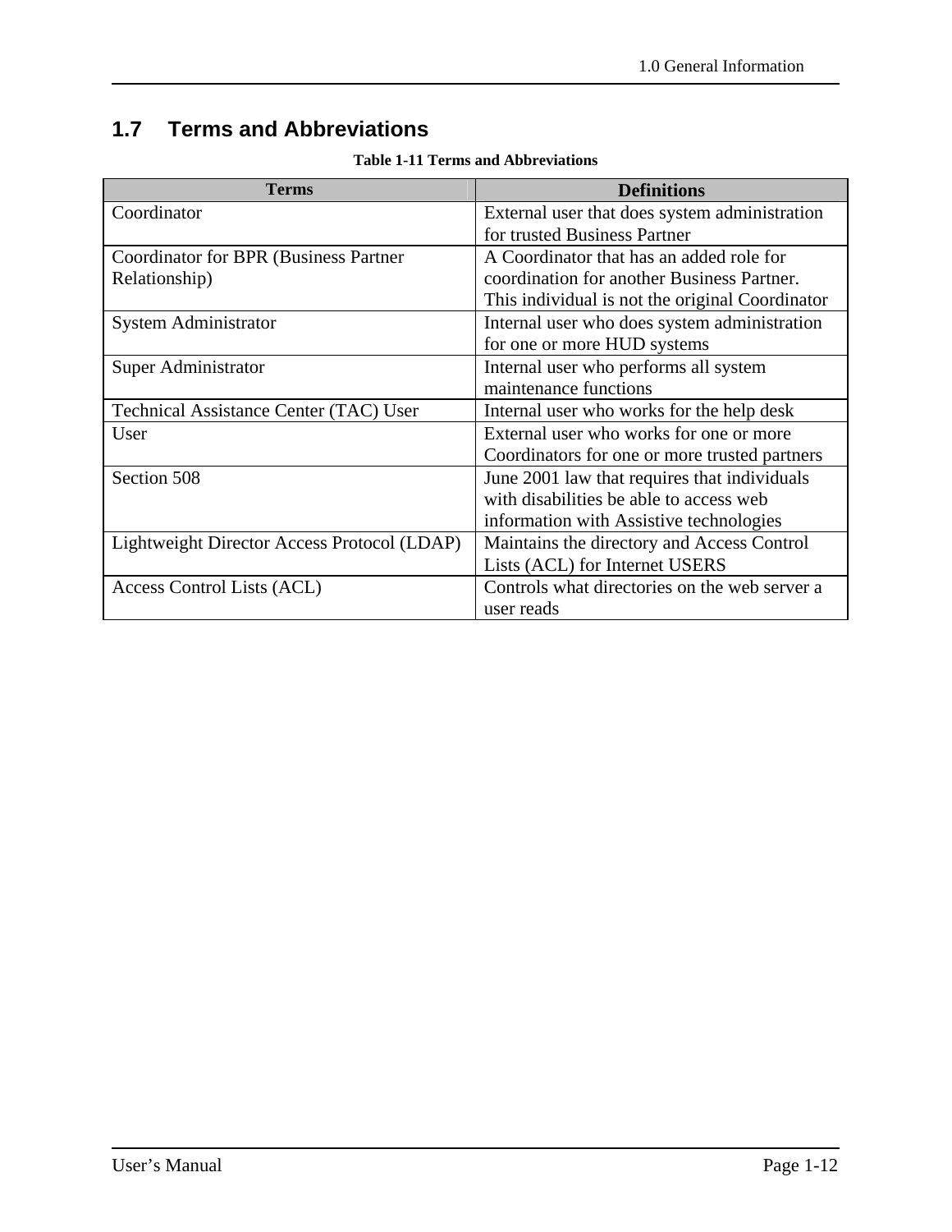## 1.7 Terms and Abbreviations

**Table 1-11 Terms and Abbreviations**

| Terms | Definitions |
|---|---|
| Coordinator | External user that does system administration for trusted Business Partner |
| Coordinator for BPR (Business Partner Relationship) | A Coordinator that has an added role for coordination for another Business Partner. This individual is not the original Coordinator |
| System Administrator | Internal user who does system administration for one or more HUD systems |
| Super Administrator | Internal user who performs all system maintenance functions |
| Technical Assistance Center (TAC) User | Internal user who works for the help desk |
| User | External user who works for one or more Coordinators for one or more trusted partners |
| Section 508 | June 2001 law that requires that individuals with disabilities be able to access web information with Assistive technologies |
| Lightweight Director Access Protocol (LDAP) | Maintains the directory and Access Control Lists (ACL) for Internet USERS |
| Access Control Lists (ACL) | Controls what directories on the web server a user reads |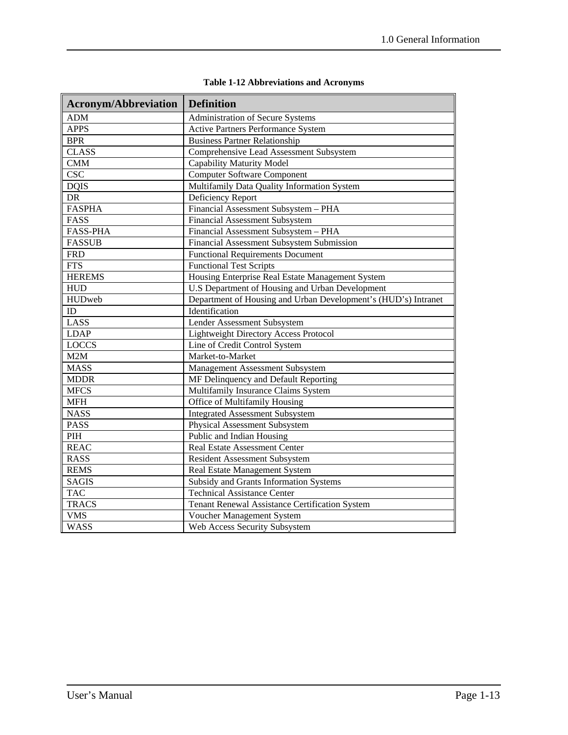**Table 1-12 Abbreviations and Acronyms**

| Acronym/Abbreviation | Definition |
|---|---|
| ADM | Administration of Secure Systems |
| APPS | Active Partners Performance System |
| BPR | Business Partner Relationship |
| CLASS | Comprehensive Lead Assessment Subsystem |
| CMM | Capability Maturity Model |
| CSC | Computer Software Component |
| DQIS | Multifamily Data Quality Information System |
| DR | Deficiency Report |
| FASPHA | Financial Assessment Subsystem – PHA |
| FASS | Financial Assessment Subsystem |
| FASS-PHA | Financial Assessment Subsystem – PHA |
| FASSUB | Financial Assessment Subsystem Submission |
| FRD | Functional Requirements Document |
| FTS | Functional Test Scripts |
| HEREMS | Housing Enterprise Real Estate Management System |
| HUD | U.S Department of Housing and Urban Development |
| HUDweb | Department of Housing and Urban Development's (HUD's) Intranet |
| ID | Identification |
| LASS | Lender Assessment Subsystem |
| LDAP | Lightweight Directory Access Protocol |
| LOCCS | Line of Credit Control System |
| M2M | Market-to-Market |
| MASS | Management Assessment Subsystem |
| MDDR | MF Delinquency and Default Reporting |
| MFCS | Multifamily Insurance Claims System |
| MFH | Office of Multifamily Housing |
| NASS | Integrated Assessment Subsystem |
| PASS | Physical Assessment Subsystem |
| PIH | Public and Indian Housing |
| REAC | Real Estate Assessment Center |
| RASS | Resident Assessment Subsystem |
| REMS | Real Estate Management System |
| SAGIS | Subsidy and Grants Information Systems |
| TAC | Technical Assistance Center |
| TRACS | Tenant Renewal Assistance Certification System |
| VMS | Voucher Management System |
| WASS | Web Access Security Subsystem |